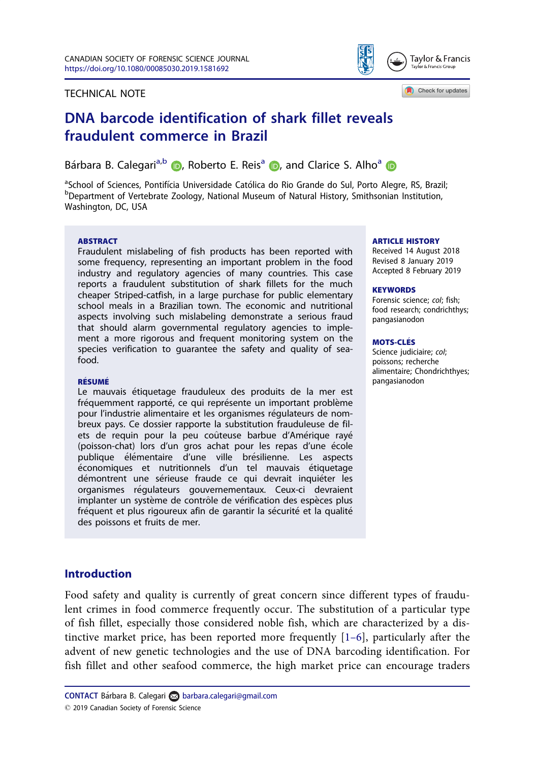TECHNICAL NOTE

# DNA barcode identification of shark fillet reveals fraudulent commerce in Brazil

Bárbara B. Calegari[a,b], Roberto E. Reis[a], and Clarice S. Alho[a]

[a]School of Sciences, Pontifícia Universidade Católica do Rio Grande do Sul, Porto Alegre, RS, Brazil; [b]Department of Vertebrate Zoology, National Museum of Natural History, Smithsonian Institution, Washington, DC, USA

**ABSTRACT**

Fraudulent mislabeling of fish products has been reported with some frequency, representing an important problem in the food industry and regulatory agencies of many countries. This case reports a fraudulent substitution of shark fillets for the much cheaper Striped-catfish, in a large purchase for public elementary school meals in a Brazilian town. The economic and nutritional aspects involving such mislabeling demonstrate a serious fraud that should alarm governmental regulatory agencies to implement a more rigorous and frequent monitoring system on the species verification to guarantee the safety and quality of seafood.

**RÉSUMÉ**

Le mauvais étiquetage frauduleux des produits de la mer est fréquemment rapporté, ce qui représente un important problème pour l'industrie alimentaire et les organismes régulateurs de nombreux pays. Ce dossier rapporte la substitution frauduleuse de filets de requin pour la peu coûteuse barbue d'Amérique rayé (poisson-chat) lors d'un gros achat pour les repas d'une école publique élémentaire d'une ville brésilienne. Les aspects économiques et nutritionnels d'un tel mauvais étiquetage démontrent une sérieuse fraude ce qui devrait inquiéter les organismes régulateurs gouvernementaux. Ceux-ci devraient implanter un système de contrôle de vérification des espèces plus fréquent et plus rigoureux afin de garantir la sécurité et la qualité des poissons et fruits de mer.

**ARTICLE HISTORY**

Received 14 August 2018
Revised 8 January 2019
Accepted 8 February 2019

**KEYWORDS**

Forensic science; *col*; fish; food research; condrichthys; pangasianodon

**MOTS-CLÉS**

Science judiciaire; *col*; poissons; recherche alimentaire; Chondrichthyes; pangasianodon

## Introduction

Food safety and quality is currently of great concern since different types of fraudulent crimes in food commerce frequently occur. The substitution of a particular type of fish fillet, especially those considered noble fish, which are characterized by a distinctive market price, has been reported more frequently [1–6], particularly after the advent of new genetic technologies and the use of DNA barcoding identification. For fish fillet and other seafood commerce, the high market price can encourage traders

**CONTACT** Bárbara B. Calegari barbara.calegari@gmail.com

© 2019 Canadian Society of Forensic Science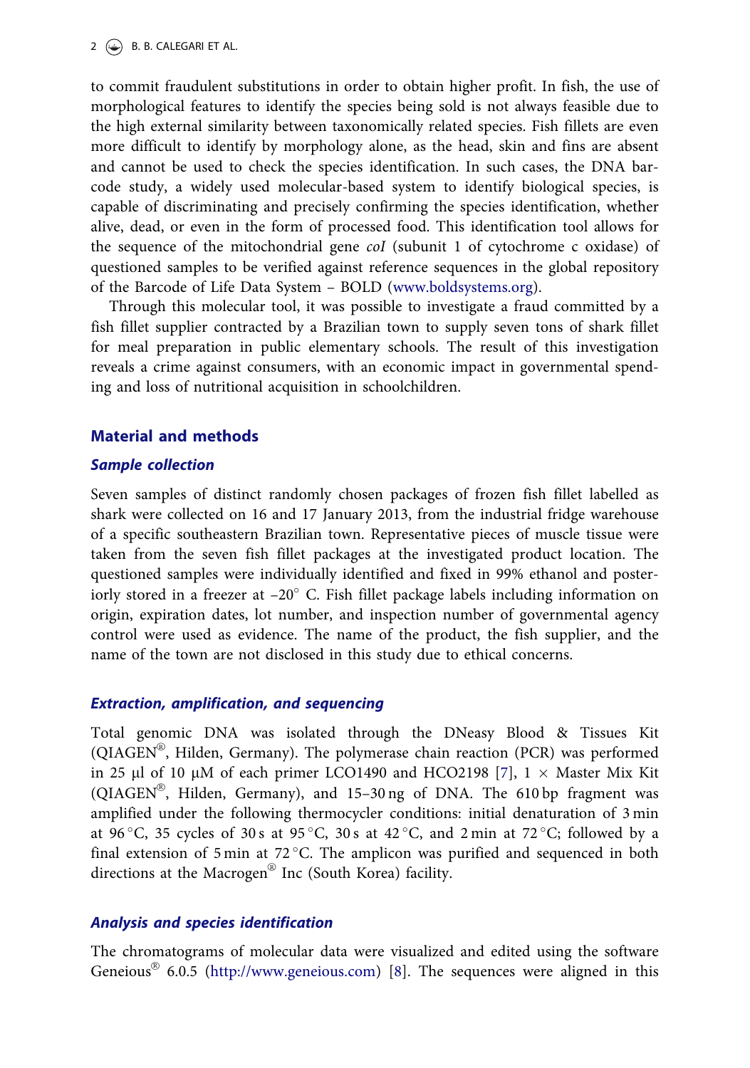to commit fraudulent substitutions in order to obtain higher profit. In fish, the use of morphological features to identify the species being sold is not always feasible due to the high external similarity between taxonomically related species. Fish fillets are even more difficult to identify by morphology alone, as the head, skin and fins are absent and cannot be used to check the species identification. In such cases, the DNA barcode study, a widely used molecular-based system to identify biological species, is capable of discriminating and precisely confirming the species identification, whether alive, dead, or even in the form of processed food. This identification tool allows for the sequence of the mitochondrial gene *coI* (subunit 1 of cytochrome c oxidase) of questioned samples to be verified against reference sequences in the global repository of the Barcode of Life Data System – BOLD (www.boldsystems.org).

Through this molecular tool, it was possible to investigate a fraud committed by a fish fillet supplier contracted by a Brazilian town to supply seven tons of shark fillet for meal preparation in public elementary schools. The result of this investigation reveals a crime against consumers, with an economic impact in governmental spending and loss of nutritional acquisition in schoolchildren.

## Material and methods

### *Sample collection*

Seven samples of distinct randomly chosen packages of frozen fish fillet labelled as shark were collected on 16 and 17 January 2013, from the industrial fridge warehouse of a specific southeastern Brazilian town. Representative pieces of muscle tissue were taken from the seven fish fillet packages at the investigated product location. The questioned samples were individually identified and fixed in 99% ethanol and posteriorly stored in a freezer at –20° C. Fish fillet package labels including information on origin, expiration dates, lot number, and inspection number of governmental agency control were used as evidence. The name of the product, the fish supplier, and the name of the town are not disclosed in this study due to ethical concerns.

### *Extraction, amplification, and sequencing*

Total genomic DNA was isolated through the DNeasy Blood & Tissues Kit (QIAGEN®, Hilden, Germany). The polymerase chain reaction (PCR) was performed in 25 µl of 10 µM of each primer LCO1490 and HCO2198 [7], 1 × Master Mix Kit (QIAGEN®, Hilden, Germany), and 15–30 ng of DNA. The 610 bp fragment was amplified under the following thermocycler conditions: initial denaturation of 3 min at 96 °C, 35 cycles of 30 s at 95 °C, 30 s at 42 °C, and 2 min at 72 °C; followed by a final extension of 5 min at 72 °C. The amplicon was purified and sequenced in both directions at the Macrogen® Inc (South Korea) facility.

### *Analysis and species identification*

The chromatograms of molecular data were visualized and edited using the software Geneious® 6.0.5 (http://www.geneious.com) [8]. The sequences were aligned in this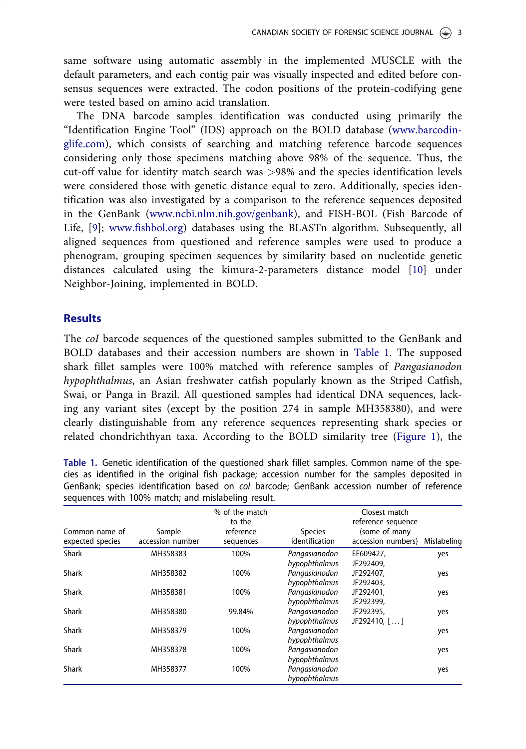same software using automatic assembly in the implemented MUSCLE with the default parameters, and each contig pair was visually inspected and edited before consensus sequences were extracted. The codon positions of the protein-codifying gene were tested based on amino acid translation.

The DNA barcode samples identification was conducted using primarily the "Identification Engine Tool" (IDS) approach on the BOLD database (www.barcodinglife.com), which consists of searching and matching reference barcode sequences considering only those specimens matching above 98% of the sequence. Thus, the cut-off value for identity match search was >98% and the species identification levels were considered those with genetic distance equal to zero. Additionally, species identification was also investigated by a comparison to the reference sequences deposited in the GenBank (www.ncbi.nlm.nih.gov/genbank), and FISH-BOL (Fish Barcode of Life, [9]; www.fishbol.org) databases using the BLASTn algorithm. Subsequently, all aligned sequences from questioned and reference samples were used to produce a phenogram, grouping specimen sequences by similarity based on nucleotide genetic distances calculated using the kimura-2-parameters distance model [10] under Neighbor-Joining, implemented in BOLD.

## Results

The *coI* barcode sequences of the questioned samples submitted to the GenBank and BOLD databases and their accession numbers are shown in Table 1. The supposed shark fillet samples were 100% matched with reference samples of *Pangasianodon hypophthalmus*, an Asian freshwater catfish popularly known as the Striped Catfish, Swai, or Panga in Brazil. All questioned samples had identical DNA sequences, lacking any variant sites (except by the position 274 in sample MH358380), and were clearly distinguishable from any reference sequences representing shark species or related chondrichthyan taxa. According to the BOLD similarity tree (Figure 1), the

**Table 1.** Genetic identification of the questioned shark fillet samples. Common name of the species as identified in the original fish package; accession number for the samples deposited in GenBank; species identification based on *coI* barcode; GenBank accession number of reference sequences with 100% match; and mislabeling result.

| Common name of expected species | Sample accession number | % of the match to the reference sequences | Species identification | Closest match reference sequence (some of many accession numbers) | Mislabeling |
|---|---|---|---|---|---|
| Shark | MH358383 | 100% | *Pangasianodon hypophthalmus* | EF609427, JF292409, | yes |
| Shark | MH358382 | 100% | *Pangasianodon hypophthalmus* | JF292407, JF292403, | yes |
| Shark | MH358381 | 100% | *Pangasianodon hypophthalmus* | JF292401, JF292399, | yes |
| Shark | MH358380 | 99.84% | *Pangasianodon hypophthalmus* | JF292395, JF292410, [ … ] | yes |
| Shark | MH358379 | 100% | *Pangasianodon hypophthalmus* | | yes |
| Shark | MH358378 | 100% | *Pangasianodon hypophthalmus* | | yes |
| Shark | MH358377 | 100% | *Pangasianodon hypophthalmus* | | yes |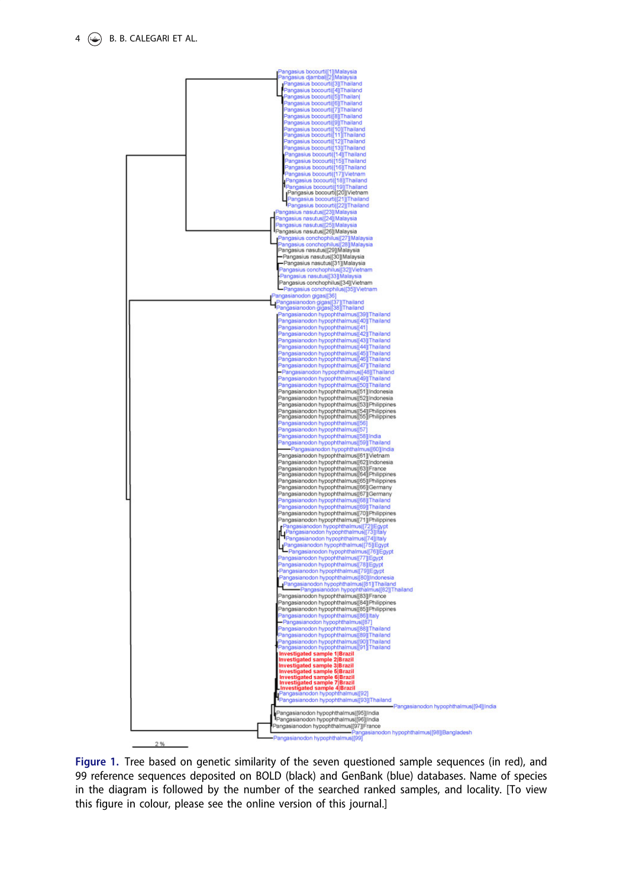**Figure 1.** Tree based on genetic similarity of the seven questioned sample sequences (in red), and 99 reference sequences deposited on BOLD (black) and GenBank (blue) databases. Name of species in the diagram is followed by the number of the searched ranked samples, and locality. [To view this figure in colour, please see the online version of this journal.]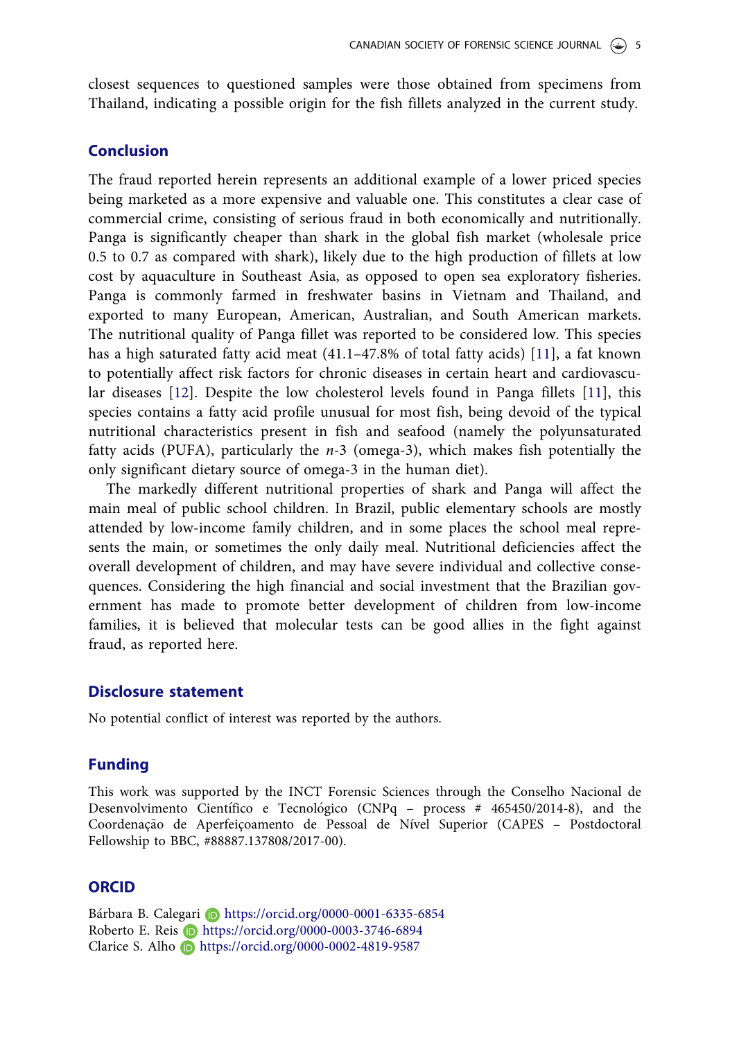closest sequences to questioned samples were those obtained from specimens from Thailand, indicating a possible origin for the fish fillets analyzed in the current study.

## Conclusion

The fraud reported herein represents an additional example of a lower priced species being marketed as a more expensive and valuable one. This constitutes a clear case of commercial crime, consisting of serious fraud in both economically and nutritionally. Panga is significantly cheaper than shark in the global fish market (wholesale price 0.5 to 0.7 as compared with shark), likely due to the high production of fillets at low cost by aquaculture in Southeast Asia, as opposed to open sea exploratory fisheries. Panga is commonly farmed in freshwater basins in Vietnam and Thailand, and exported to many European, American, Australian, and South American markets. The nutritional quality of Panga fillet was reported to be considered low. This species has a high saturated fatty acid meat (41.1–47.8% of total fatty acids) [11], a fat known to potentially affect risk factors for chronic diseases in certain heart and cardiovascular diseases [12]. Despite the low cholesterol levels found in Panga fillets [11], this species contains a fatty acid profile unusual for most fish, being devoid of the typical nutritional characteristics present in fish and seafood (namely the polyunsaturated fatty acids (PUFA), particularly the $n$-3 (omega-3), which makes fish potentially the only significant dietary source of omega-3 in the human diet).

The markedly different nutritional properties of shark and Panga will affect the main meal of public school children. In Brazil, public elementary schools are mostly attended by low-income family children, and in some places the school meal represents the main, or sometimes the only daily meal. Nutritional deficiencies affect the overall development of children, and may have severe individual and collective consequences. Considering the high financial and social investment that the Brazilian government has made to promote better development of children from low-income families, it is believed that molecular tests can be good allies in the fight against fraud, as reported here.

## Disclosure statement

No potential conflict of interest was reported by the authors.

## Funding

This work was supported by the INCT Forensic Sciences through the Conselho Nacional de Desenvolvimento Científico e Tecnológico (CNPq – process # 465450/2014-8), and the Coordenação de Aperfeiçoamento de Pessoal de Nível Superior (CAPES – Postdoctoral Fellowship to BBC, #88887.137808/2017-00).

## ORCID

Bárbara B. Calegari https://orcid.org/0000-0001-6335-6854
Roberto E. Reis https://orcid.org/0000-0003-3746-6894
Clarice S. Alho https://orcid.org/0000-0002-4819-9587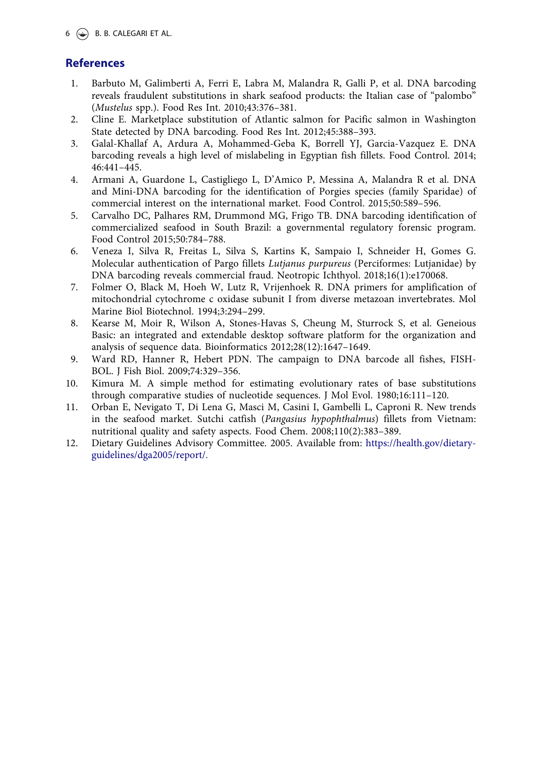## References

1. Barbuto M, Galimberti A, Ferri E, Labra M, Malandra R, Galli P, et al. DNA barcoding reveals fraudulent substitutions in shark seafood products: the Italian case of "palombo" (*Mustelus* spp.). Food Res Int. 2010;43:376–381.
2. Cline E. Marketplace substitution of Atlantic salmon for Pacific salmon in Washington State detected by DNA barcoding. Food Res Int. 2012;45:388–393.
3. Galal-Khallaf A, Ardura A, Mohammed-Geba K, Borrell YJ, Garcia-Vazquez E. DNA barcoding reveals a high level of mislabeling in Egyptian fish fillets. Food Control. 2014; 46:441–445.
4. Armani A, Guardone L, Castigliego L, D'Amico P, Messina A, Malandra R et al. DNA and Mini-DNA barcoding for the identification of Porgies species (family Sparidae) of commercial interest on the international market. Food Control. 2015;50:589–596.
5. Carvalho DC, Palhares RM, Drummond MG, Frigo TB. DNA barcoding identification of commercialized seafood in South Brazil: a governmental regulatory forensic program. Food Control 2015;50:784–788.
6. Veneza I, Silva R, Freitas L, Silva S, Kartins K, Sampaio I, Schneider H, Gomes G. Molecular authentication of Pargo fillets *Lutjanus purpureus* (Perciformes: Lutjanidae) by DNA barcoding reveals commercial fraud. Neotropic Ichthyol. 2018;16(1):e170068.
7. Folmer O, Black M, Hoeh W, Lutz R, Vrijenhoek R. DNA primers for amplification of mitochondrial cytochrome c oxidase subunit I from diverse metazoan invertebrates. Mol Marine Biol Biotechnol. 1994;3:294–299.
8. Kearse M, Moir R, Wilson A, Stones-Havas S, Cheung M, Sturrock S, et al. Geneious Basic: an integrated and extendable desktop software platform for the organization and analysis of sequence data. Bioinformatics 2012;28(12):1647–1649.
9. Ward RD, Hanner R, Hebert PDN. The campaign to DNA barcode all fishes, FISH-BOL. J Fish Biol. 2009;74:329–356.
10. Kimura M. A simple method for estimating evolutionary rates of base substitutions through comparative studies of nucleotide sequences. J Mol Evol. 1980;16:111–120.
11. Orban E, Nevigato T, Di Lena G, Masci M, Casini I, Gambelli L, Caproni R. New trends in the seafood market. Sutchi catfish (*Pangasius hypophthalmus*) fillets from Vietnam: nutritional quality and safety aspects. Food Chem. 2008;110(2):383–389.
12. Dietary Guidelines Advisory Committee. 2005. Available from: https://health.gov/dietary-guidelines/dga2005/report/.